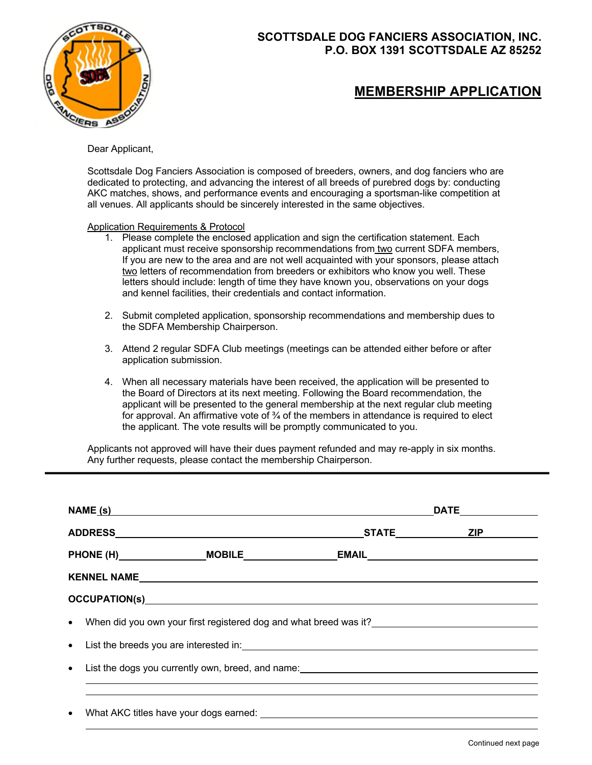**SCOTTSDALE DOG FANCIERS ASSOCIATION, INC.**
**P.O. BOX 1391 SCOTTSDALE AZ 85252**

# MEMBERSHIP APPLICATION

Dear Applicant,

Scottsdale Dog Fanciers Association is composed of breeders, owners, and dog fanciers who are dedicated to protecting, and advancing the interest of all breeds of purebred dogs by: conducting AKC matches, shows, and performance events and encouraging a sportsman-like competition at all venues. All applicants should be sincerely interested in the same objectives.

Application Requirements & Protocol

1. Please complete the enclosed application and sign the certification statement. Each applicant must receive sponsorship recommendations from two current SDFA members, If you are new to the area and are not well acquainted with your sponsors, please attach two letters of recommendation from breeders or exhibitors who know you well. These letters should include: length of time they have known you, observations on your dogs and kennel facilities, their credentials and contact information.

2. Submit completed application, sponsorship recommendations and membership dues to the SDFA Membership Chairperson.

3. Attend 2 regular SDFA Club meetings (meetings can be attended either before or after application submission.

4. When all necessary materials have been received, the application will be presented to the Board of Directors at its next meeting. Following the Board recommendation, the applicant will be presented to the general membership at the next regular club meeting for approval. An affirmative vote of ¾ of the members in attendance is required to elect the applicant. The vote results will be promptly communicated to you.

Applicants not approved will have their dues payment refunded and may re-apply in six months. Any further requests, please contact the membership Chairperson.

---

**NAME (s)** ______________________________ **DATE** ____________

**ADDRESS** ______________________________ **STATE** __________ **ZIP** __________

**PHONE (H)** ______________ **MOBILE** ______________ **EMAIL** ______________________

**KENNEL NAME** ______________________________________________

**OCCUPATION(s)** ______________________________________________

- When did you own your first registered dog and what breed was it? ______________________
- List the breeds you are interested in: ______________________
- List the dogs you currently own, breed, and name: ______________________
- What AKC titles have your dogs earned: ______________________

Continued next page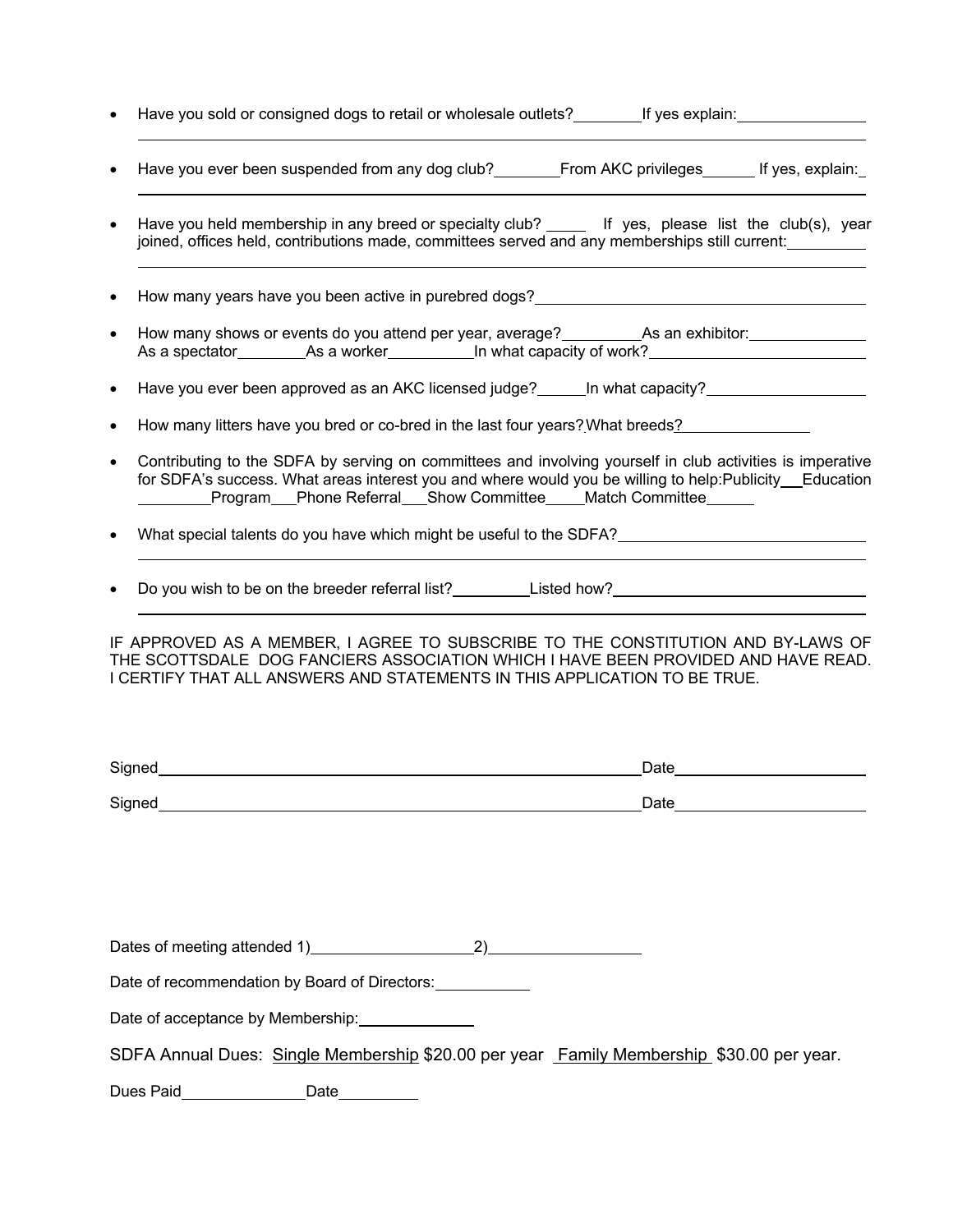- Have you sold or consigned dogs to retail or wholesale outlets?________If yes explain:________________

  ______________________________________________________________________________

- Have you ever been suspended from any dog club?________From AKC privileges______ If yes, explain:_

  ______________________________________________________________________________

- Have you held membership in any breed or specialty club? _____ If yes, please list the club(s), year joined, offices held, contributions made, committees served and any memberships still current:_________

  ______________________________________________________________________________

- How many years have you been active in purebred dogs?________________________________________

- How many shows or events do you attend per year, average?_________As an exhibitor:______________ As a spectator________As a worker__________In what capacity of work?_________________________

- Have you ever been approved as an AKC licensed judge?______In what capacity?___________________

- How many litters have you bred or co-bred in the last four years? What breeds?________________

- Contributing to the SDFA by serving on committees and involving yourself in club activities is imperative for SDFA's success. What areas interest you and where would you be willing to help:Publicity___Education ________Program___Phone Referral___Show Committee_____Match Committee_____

- What special talents do you have which might be useful to the SDFA?_____________________________

  ______________________________________________________________________________

- Do you wish to be on the breeder referral list?_________Listed how?______________________________

  ______________________________________________________________________________

IF APPROVED AS A MEMBER, I AGREE TO SUBSCRIBE TO THE CONSTITUTION AND BY-LAWS OF THE SCOTTSDALE DOG FANCIERS ASSOCIATION WHICH I HAVE BEEN PROVIDED AND HAVE READ. I CERTIFY THAT ALL ANSWERS AND STATEMENTS IN THIS APPLICATION TO BE TRUE.

Signed__________________________________________________________Date______________________

Signed__________________________________________________________Date______________________

Dates of meeting attended 1)___________________2)__________________

Date of recommendation by Board of Directors:___________

Date of acceptance by Membership:_____________

SDFA Annual Dues: Single Membership $20.00 per year Family Membership $30.00 per year.

Dues Paid______________Date_________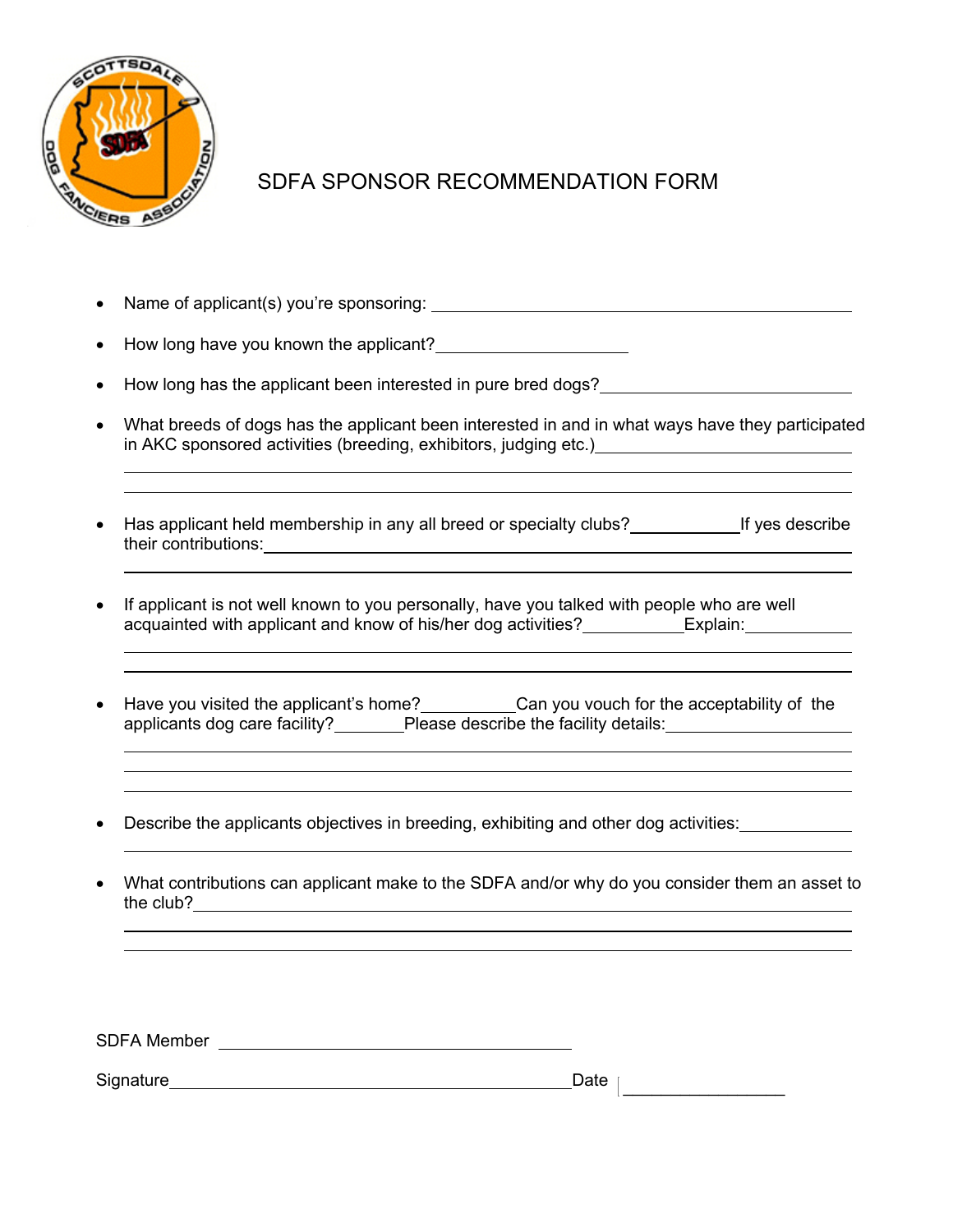# SDFA SPONSOR RECOMMENDATION FORM

- Name of applicant(s) you're sponsoring: ________________________________________
- How long have you known the applicant? ____________________
- How long has the applicant been interested in pure bred dogs? ______________________
- What breeds of dogs has the applicant been interested in and in what ways have they participated in AKC sponsored activities (breeding, exhibitors, judging etc.) ______________________
- Has applicant held membership in any all breed or specialty clubs? __________ If yes describe their contributions: ________________________________________
- If applicant is not well known to you personally, have you talked with people who are well acquainted with applicant and know of his/her dog activities? __________ Explain: __________
- Have you visited the applicant's home? __________ Can you vouch for the acceptability of the applicants dog care facility? _______ Please describe the facility details: __________________
- Describe the applicants objectives in breeding, exhibiting and other dog activities: __________
- What contributions can applicant make to the SDFA and/or why do you consider them an asset to the club? ________________________________________

SDFA Member ________________________________

Signature ________________________________ Date ________________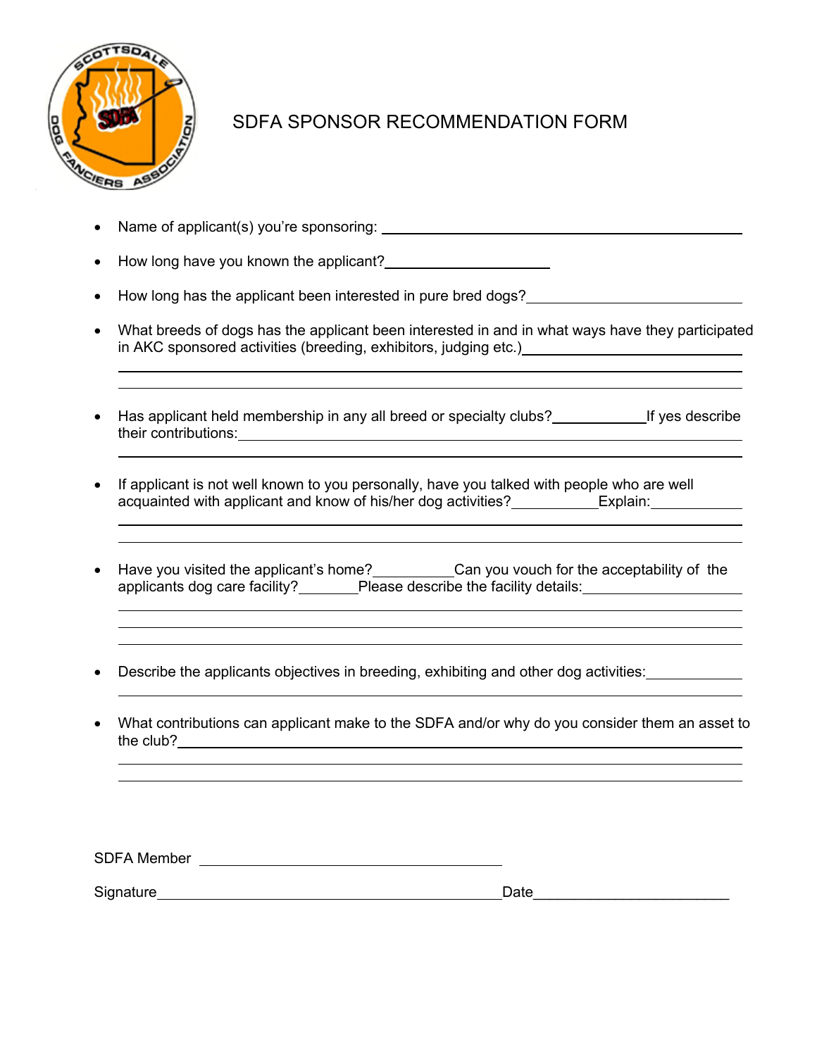# SDFA SPONSOR RECOMMENDATION FORM

- Name of applicant(s) you're sponsoring: ____________________
- How long have you known the applicant? ____________________
- How long has the applicant been interested in pure bred dogs? ____________________
- What breeds of dogs has the applicant been interested in and in what ways have they participated in AKC sponsored activities (breeding, exhibitors, judging etc.) ____________________
- Has applicant held membership in any all breed or specialty clubs? __________ If yes describe their contributions: ____________________
- If applicant is not well known to you personally, have you talked with people who are well acquainted with applicant and know of his/her dog activities? __________ Explain: ____________________
- Have you visited the applicant's home? __________ Can you vouch for the acceptability of the applicants dog care facility? ________ Please describe the facility details: ____________________
- Describe the applicants objectives in breeding, exhibiting and other dog activities: ____________________
- What contributions can applicant make to the SDFA and/or why do you consider them an asset to the club? ____________________

SDFA Member ____________________

Signature ____________________ Date ____________________